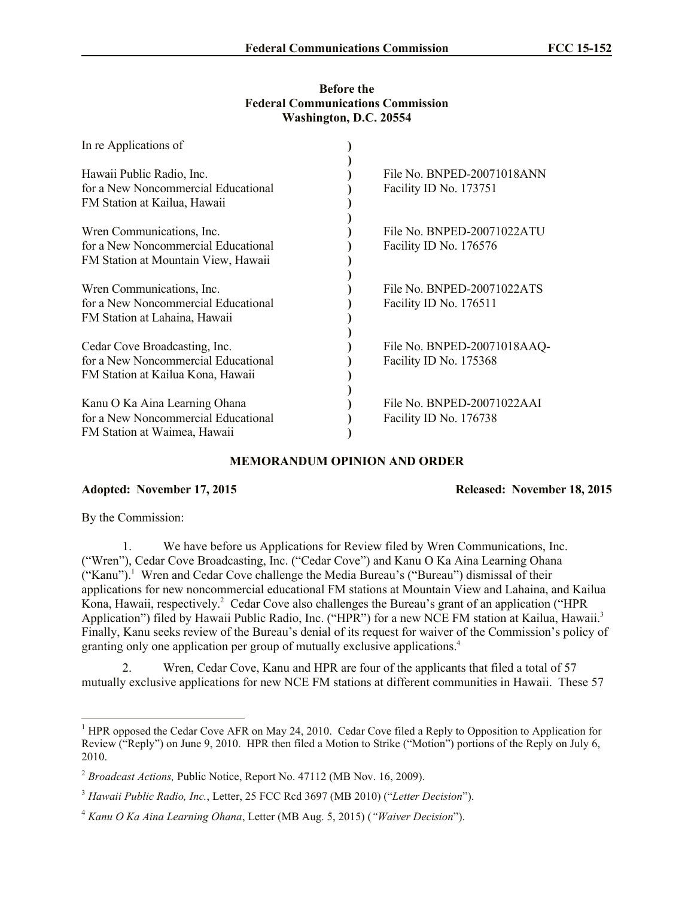**Before the**
**Federal Communications Commission**
**Washington, D.C. 20554**

| In re Applications of | ) | |
|---|---|---|
| | ) | |
| Hawaii Public Radio, Inc. for a New Noncommercial Educational FM Station at Kailua, Hawaii | ) | File No. BNPED-20071018ANN Facility ID No. 173751 |
| | ) | |
| Wren Communications, Inc. for a New Noncommercial Educational FM Station at Mountain View, Hawaii | ) | File No. BNPED-20071022ATU Facility ID No. 176576 |
| | ) | |
| Wren Communications, Inc. for a New Noncommercial Educational FM Station at Lahaina, Hawaii | ) | File No. BNPED-20071022ATS Facility ID No. 176511 |
| | ) | |
| Cedar Cove Broadcasting, Inc. for a New Noncommercial Educational FM Station at Kailua Kona, Hawaii | ) | File No. BNPED-20071018AAQ- Facility ID No. 175368 |
| | ) | |
| Kanu O Ka Aina Learning Ohana for a New Noncommercial Educational FM Station at Waimea, Hawaii | ) | File No. BNPED-20071022AAI Facility ID No. 176738 |

## MEMORANDUM OPINION AND ORDER

**Adopted: November 17, 2015** **Released: November 18, 2015**

By the Commission:

1. We have before us Applications for Review filed by Wren Communications, Inc. ("Wren"), Cedar Cove Broadcasting, Inc. ("Cedar Cove") and Kanu O Ka Aina Learning Ohana ("Kanu").[1] Wren and Cedar Cove challenge the Media Bureau's ("Bureau") dismissal of their applications for new noncommercial educational FM stations at Mountain View and Lahaina, and Kailua Kona, Hawaii, respectively.[2] Cedar Cove also challenges the Bureau's grant of an application ("HPR Application") filed by Hawaii Public Radio, Inc. ("HPR") for a new NCE FM station at Kailua, Hawaii.[3] Finally, Kanu seeks review of the Bureau's denial of its request for waiver of the Commission's policy of granting only one application per group of mutually exclusive applications.[4]

2. Wren, Cedar Cove, Kanu and HPR are four of the applicants that filed a total of 57 mutually exclusive applications for new NCE FM stations at different communities in Hawaii. These 57

---

[1] HPR opposed the Cedar Cove AFR on May 24, 2010. Cedar Cove filed a Reply to Opposition to Application for Review ("Reply") on June 9, 2010. HPR then filed a Motion to Strike ("Motion") portions of the Reply on July 6, 2010.

[2] *Broadcast Actions,* Public Notice, Report No. 47112 (MB Nov. 16, 2009).

[3] *Hawaii Public Radio, Inc.*, Letter, 25 FCC Rcd 3697 (MB 2010) ("*Letter Decision*").

[4] *Kanu O Ka Aina Learning Ohana*, Letter (MB Aug. 5, 2015) (*"Waiver Decision*").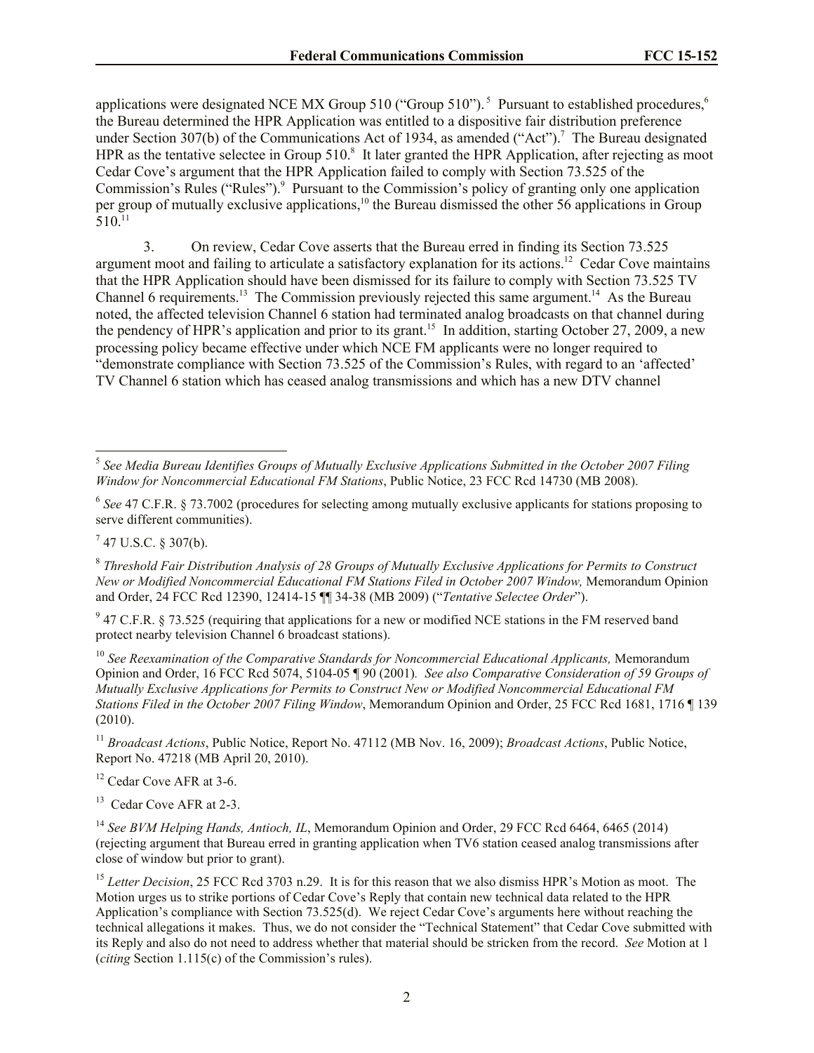applications were designated NCE MX Group 510 ("Group 510").[5] Pursuant to established procedures,[6] the Bureau determined the HPR Application was entitled to a dispositive fair distribution preference under Section 307(b) of the Communications Act of 1934, as amended ("Act").[7] The Bureau designated HPR as the tentative selectee in Group 510.[8] It later granted the HPR Application, after rejecting as moot Cedar Cove's argument that the HPR Application failed to comply with Section 73.525 of the Commission's Rules ("Rules").[9] Pursuant to the Commission's policy of granting only one application per group of mutually exclusive applications,[10] the Bureau dismissed the other 56 applications in Group 510.[11]

3. On review, Cedar Cove asserts that the Bureau erred in finding its Section 73.525 argument moot and failing to articulate a satisfactory explanation for its actions.[12] Cedar Cove maintains that the HPR Application should have been dismissed for its failure to comply with Section 73.525 TV Channel 6 requirements.[13] The Commission previously rejected this same argument.[14] As the Bureau noted, the affected television Channel 6 station had terminated analog broadcasts on that channel during the pendency of HPR's application and prior to its grant.[15] In addition, starting October 27, 2009, a new processing policy became effective under which NCE FM applicants were no longer required to "demonstrate compliance with Section 73.525 of the Commission's Rules, with regard to an 'affected' TV Channel 6 station which has ceased analog transmissions and which has a new DTV channel

---

[5] *See Media Bureau Identifies Groups of Mutually Exclusive Applications Submitted in the October 2007 Filing Window for Noncommercial Educational FM Stations*, Public Notice, 23 FCC Rcd 14730 (MB 2008).

[6] *See* 47 C.F.R. § 73.7002 (procedures for selecting among mutually exclusive applicants for stations proposing to serve different communities).

[7] 47 U.S.C. § 307(b).

[8] *Threshold Fair Distribution Analysis of 28 Groups of Mutually Exclusive Applications for Permits to Construct New or Modified Noncommercial Educational FM Stations Filed in October 2007 Window,* Memorandum Opinion and Order, 24 FCC Rcd 12390, 12414-15 ¶¶ 34-38 (MB 2009) ("*Tentative Selectee Order*").

[9] 47 C.F.R. § 73.525 (requiring that applications for a new or modified NCE stations in the FM reserved band protect nearby television Channel 6 broadcast stations).

[10] *See Reexamination of the Comparative Standards for Noncommercial Educational Applicants,* Memorandum Opinion and Order, 16 FCC Rcd 5074, 5104-05 ¶ 90 (2001). *See also Comparative Consideration of 59 Groups of Mutually Exclusive Applications for Permits to Construct New or Modified Noncommercial Educational FM Stations Filed in the October 2007 Filing Window*, Memorandum Opinion and Order, 25 FCC Rcd 1681, 1716 ¶ 139 (2010).

[11] *Broadcast Actions*, Public Notice, Report No. 47112 (MB Nov. 16, 2009); *Broadcast Actions*, Public Notice, Report No. 47218 (MB April 20, 2010).

[12] Cedar Cove AFR at 3-6.

[13] Cedar Cove AFR at 2-3.

[14] *See BVM Helping Hands, Antioch, IL*, Memorandum Opinion and Order, 29 FCC Rcd 6464, 6465 (2014) (rejecting argument that Bureau erred in granting application when TV6 station ceased analog transmissions after close of window but prior to grant).

[15] *Letter Decision*, 25 FCC Rcd 3703 n.29. It is for this reason that we also dismiss HPR's Motion as moot. The Motion urges us to strike portions of Cedar Cove's Reply that contain new technical data related to the HPR Application's compliance with Section 73.525(d). We reject Cedar Cove's arguments here without reaching the technical allegations it makes. Thus, we do not consider the "Technical Statement" that Cedar Cove submitted with its Reply and also do not need to address whether that material should be stricken from the record. *See* Motion at 1 (*citing* Section 1.115(c) of the Commission's rules).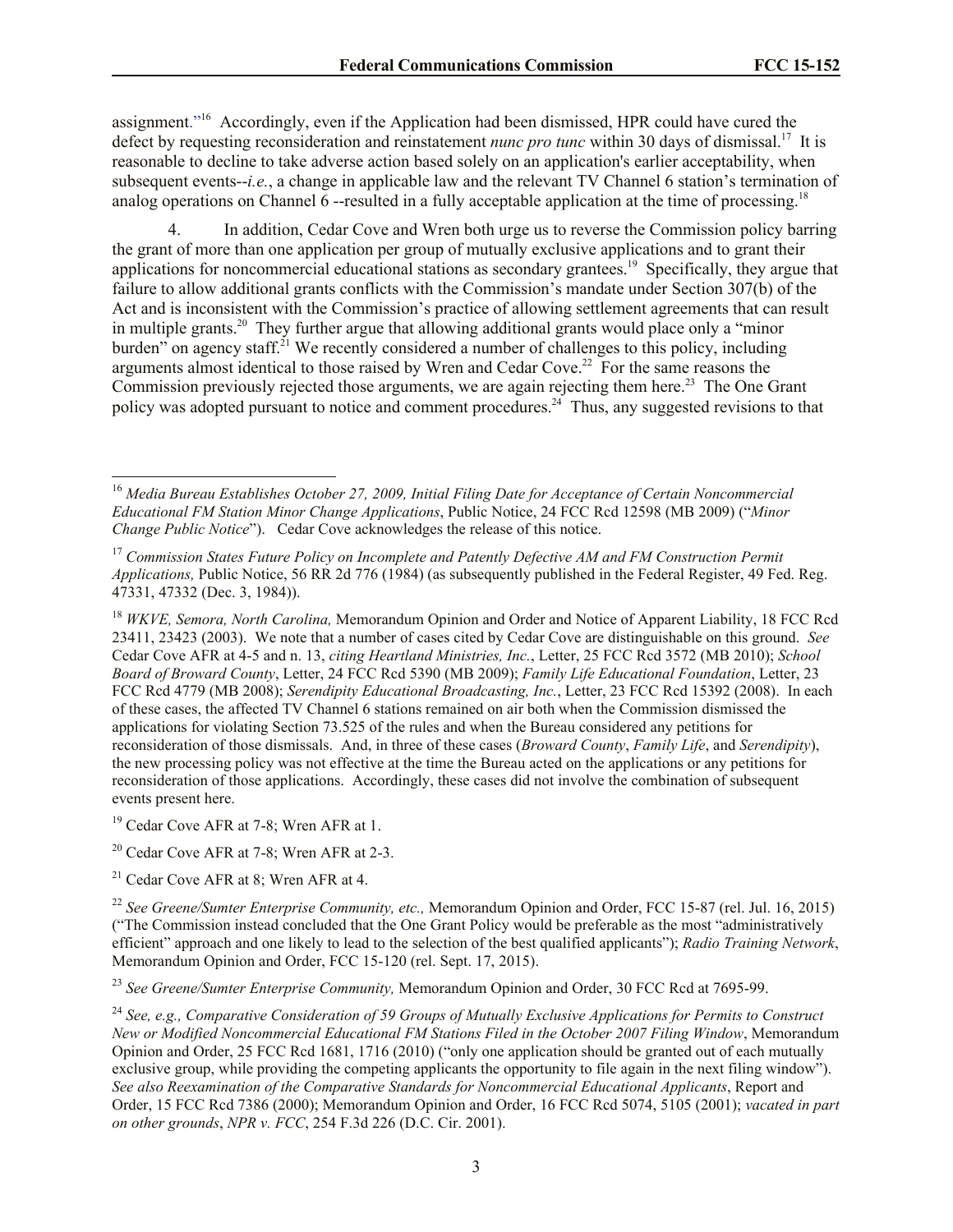assignment."[16] Accordingly, even if the Application had been dismissed, HPR could have cured the defect by requesting reconsideration and reinstatement *nunc pro tunc* within 30 days of dismissal.[17] It is reasonable to decline to take adverse action based solely on an application's earlier acceptability, when subsequent events--*i.e.*, a change in applicable law and the relevant TV Channel 6 station's termination of analog operations on Channel 6 --resulted in a fully acceptable application at the time of processing.[18]

4. In addition, Cedar Cove and Wren both urge us to reverse the Commission policy barring the grant of more than one application per group of mutually exclusive applications and to grant their applications for noncommercial educational stations as secondary grantees.[19] Specifically, they argue that failure to allow additional grants conflicts with the Commission's mandate under Section 307(b) of the Act and is inconsistent with the Commission's practice of allowing settlement agreements that can result in multiple grants.[20] They further argue that allowing additional grants would place only a "minor burden" on agency staff.[21] We recently considered a number of challenges to this policy, including arguments almost identical to those raised by Wren and Cedar Cove.[22] For the same reasons the Commission previously rejected those arguments, we are again rejecting them here.[23] The One Grant policy was adopted pursuant to notice and comment procedures.[24] Thus, any suggested revisions to that

---

[16] *Media Bureau Establishes October 27, 2009, Initial Filing Date for Acceptance of Certain Noncommercial Educational FM Station Minor Change Applications*, Public Notice, 24 FCC Rcd 12598 (MB 2009) ("*Minor Change Public Notice*"). Cedar Cove acknowledges the release of this notice.

[17] *Commission States Future Policy on Incomplete and Patently Defective AM and FM Construction Permit Applications,* Public Notice, 56 RR 2d 776 (1984) (as subsequently published in the Federal Register, 49 Fed. Reg. 47331, 47332 (Dec. 3, 1984)).

[18] *WKVE, Semora, North Carolina,* Memorandum Opinion and Order and Notice of Apparent Liability, 18 FCC Rcd 23411, 23423 (2003). We note that a number of cases cited by Cedar Cove are distinguishable on this ground. *See* Cedar Cove AFR at 4-5 and n. 13, *citing Heartland Ministries, Inc.*, Letter, 25 FCC Rcd 3572 (MB 2010); *School Board of Broward County*, Letter, 24 FCC Rcd 5390 (MB 2009); *Family Life Educational Foundation*, Letter, 23 FCC Rcd 4779 (MB 2008); *Serendipity Educational Broadcasting, Inc.*, Letter, 23 FCC Rcd 15392 (2008). In each of these cases, the affected TV Channel 6 stations remained on air both when the Commission dismissed the applications for violating Section 73.525 of the rules and when the Bureau considered any petitions for reconsideration of those dismissals. And, in three of these cases (*Broward County*, *Family Life*, and *Serendipity*), the new processing policy was not effective at the time the Bureau acted on the applications or any petitions for reconsideration of those applications. Accordingly, these cases did not involve the combination of subsequent events present here.

[19] Cedar Cove AFR at 7-8; Wren AFR at 1.

[20] Cedar Cove AFR at 7-8; Wren AFR at 2-3.

[21] Cedar Cove AFR at 8; Wren AFR at 4.

[22] *See Greene/Sumter Enterprise Community, etc.,* Memorandum Opinion and Order, FCC 15-87 (rel. Jul. 16, 2015) ("The Commission instead concluded that the One Grant Policy would be preferable as the most "administratively efficient" approach and one likely to lead to the selection of the best qualified applicants"); *Radio Training Network*, Memorandum Opinion and Order, FCC 15-120 (rel. Sept. 17, 2015).

[23] *See Greene/Sumter Enterprise Community,* Memorandum Opinion and Order, 30 FCC Rcd at 7695-99.

[24] *See, e.g., Comparative Consideration of 59 Groups of Mutually Exclusive Applications for Permits to Construct New or Modified Noncommercial Educational FM Stations Filed in the October 2007 Filing Window*, Memorandum Opinion and Order, 25 FCC Rcd 1681, 1716 (2010) ("only one application should be granted out of each mutually exclusive group, while providing the competing applicants the opportunity to file again in the next filing window"). *See also Reexamination of the Comparative Standards for Noncommercial Educational Applicants*, Report and Order, 15 FCC Rcd 7386 (2000); Memorandum Opinion and Order, 16 FCC Rcd 5074, 5105 (2001); *vacated in part on other grounds*, *NPR v. FCC*, 254 F.3d 226 (D.C. Cir. 2001).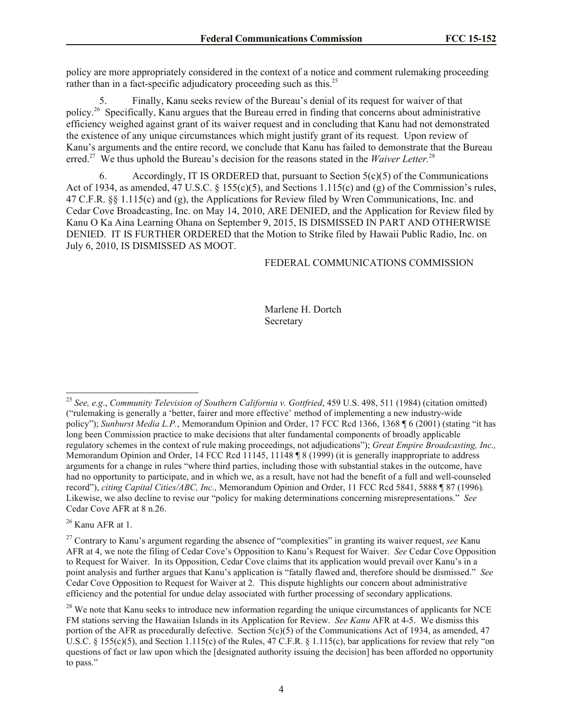policy are more appropriately considered in the context of a notice and comment rulemaking proceeding rather than in a fact-specific adjudicatory proceeding such as this.[25]

5. Finally, Kanu seeks review of the Bureau's denial of its request for waiver of that policy.[26] Specifically, Kanu argues that the Bureau erred in finding that concerns about administrative efficiency weighed against grant of its waiver request and in concluding that Kanu had not demonstrated the existence of any unique circumstances which might justify grant of its request. Upon review of Kanu's arguments and the entire record, we conclude that Kanu has failed to demonstrate that the Bureau erred.[27] We thus uphold the Bureau's decision for the reasons stated in the *Waiver Letter.*[28]

6. Accordingly, IT IS ORDERED that, pursuant to Section 5(c)(5) of the Communications Act of 1934, as amended, 47 U.S.C. § 155(c)(5), and Sections 1.115(c) and (g) of the Commission's rules, 47 C.F.R. §§ 1.115(c) and (g), the Applications for Review filed by Wren Communications, Inc. and Cedar Cove Broadcasting, Inc. on May 14, 2010, ARE DENIED, and the Application for Review filed by Kanu O Ka Aina Learning Ohana on September 9, 2015, IS DISMISSED IN PART AND OTHERWISE DENIED. IT IS FURTHER ORDERED that the Motion to Strike filed by Hawaii Public Radio, Inc. on July 6, 2010, IS DISMISSED AS MOOT.

FEDERAL COMMUNICATIONS COMMISSION

Marlene H. Dortch
Secretary

---

[25] *See, e.g*., *Community Television of Southern California v. Gottfried*, 459 U.S. 498, 511 (1984) (citation omitted) ("rulemaking is generally a 'better, fairer and more effective' method of implementing a new industry-wide policy"); *Sunburst Media L.P.*, Memorandum Opinion and Order, 17 FCC Rcd 1366, 1368 ¶ 6 (2001) (stating "it has long been Commission practice to make decisions that alter fundamental components of broadly applicable regulatory schemes in the context of rule making proceedings, not adjudications"); *Great Empire Broadcasting, Inc.,* Memorandum Opinion and Order, 14 FCC Rcd 11145, 11148 ¶ 8 (1999) (it is generally inappropriate to address arguments for a change in rules "where third parties, including those with substantial stakes in the outcome, have had no opportunity to participate, and in which we, as a result, have not had the benefit of a full and well-counseled record"), *citing Capital Cities/ABC, Inc.,* Memorandum Opinion and Order, 11 FCC Rcd 5841, 5888 ¶ 87 (1996)*.* Likewise, we also decline to revise our "policy for making determinations concerning misrepresentations." *See* Cedar Cove AFR at 8 n.26.

[26] Kanu AFR at 1.

[27] Contrary to Kanu's argument regarding the absence of "complexities" in granting its waiver request, *see* Kanu AFR at 4, we note the filing of Cedar Cove's Opposition to Kanu's Request for Waiver. *See* Cedar Cove Opposition to Request for Waiver. In its Opposition, Cedar Cove claims that its application would prevail over Kanu's in a point analysis and further argues that Kanu's application is "fatally flawed and, therefore should be dismissed." *See* Cedar Cove Opposition to Request for Waiver at 2. This dispute highlights our concern about administrative efficiency and the potential for undue delay associated with further processing of secondary applications.

[28] We note that Kanu seeks to introduce new information regarding the unique circumstances of applicants for NCE FM stations serving the Hawaiian Islands in its Application for Review. *See Kanu* AFR at 4-5. We dismiss this portion of the AFR as procedurally defective. Section 5(c)(5) of the Communications Act of 1934, as amended, 47 U.S.C. § 155(c)(5), and Section 1.115(c) of the Rules, 47 C.F.R. § 1.115(c), bar applications for review that rely "on questions of fact or law upon which the [designated authority issuing the decision] has been afforded no opportunity to pass."